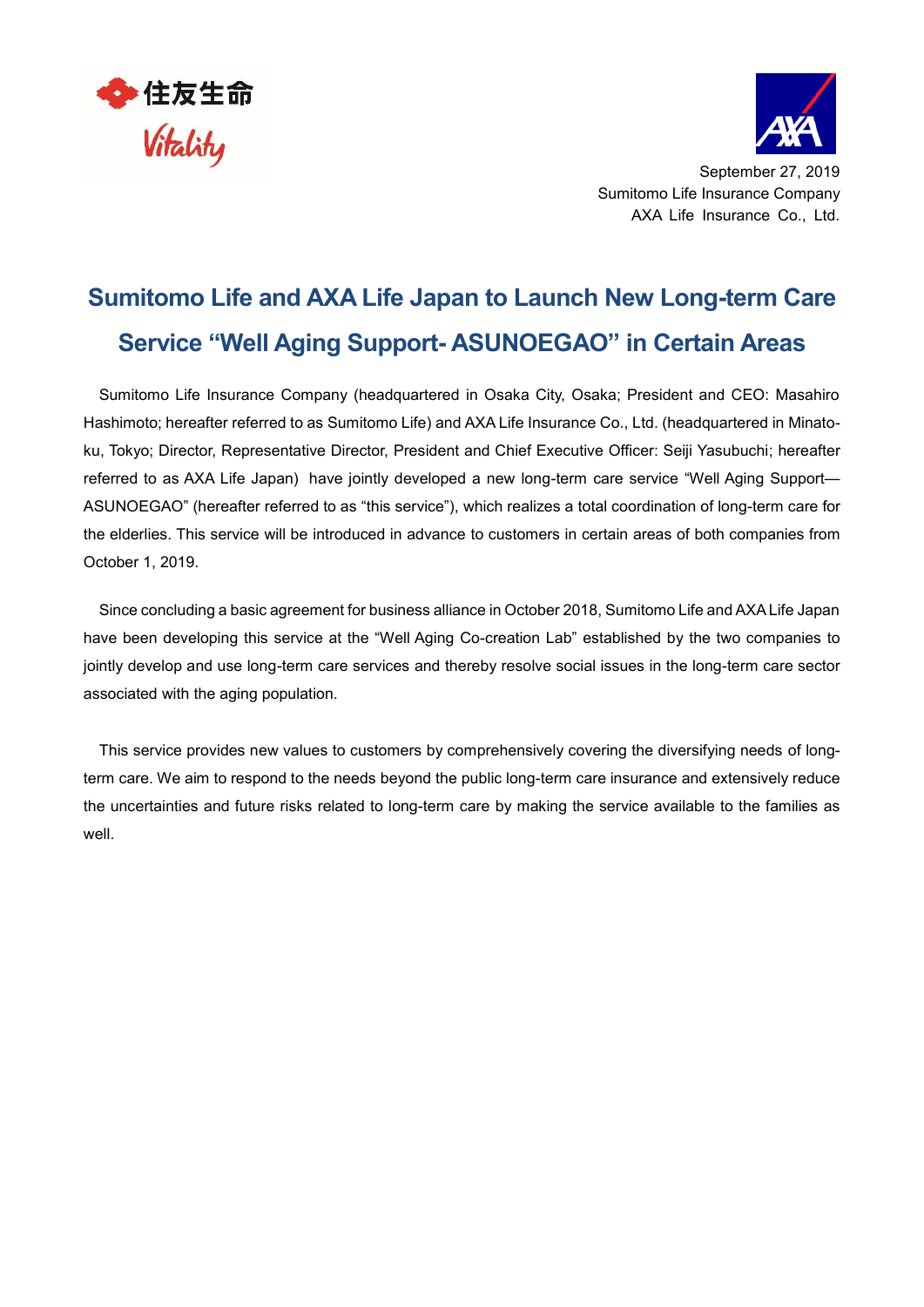September 27, 2019
Sumitomo Life Insurance Company
AXA Life Insurance Co., Ltd.

# Sumitomo Life and AXA Life Japan to Launch New Long-term Care Service "Well Aging Support- ASUNOEGAO" in Certain Areas

Sumitomo Life Insurance Company (headquartered in Osaka City, Osaka; President and CEO: Masahiro Hashimoto; hereafter referred to as Sumitomo Life) and AXA Life Insurance Co., Ltd. (headquartered in Minato-ku, Tokyo; Director, Representative Director, President and Chief Executive Officer: Seiji Yasubuchi; hereafter referred to as AXA Life Japan) have jointly developed a new long-term care service "Well Aging Support—ASUNOEGAO" (hereafter referred to as "this service"), which realizes a total coordination of long-term care for the elderlies. This service will be introduced in advance to customers in certain areas of both companies from October 1, 2019.

Since concluding a basic agreement for business alliance in October 2018, Sumitomo Life and AXA Life Japan have been developing this service at the "Well Aging Co-creation Lab" established by the two companies to jointly develop and use long-term care services and thereby resolve social issues in the long-term care sector associated with the aging population.

This service provides new values to customers by comprehensively covering the diversifying needs of long-term care. We aim to respond to the needs beyond the public long-term care insurance and extensively reduce the uncertainties and future risks related to long-term care by making the service available to the families as well.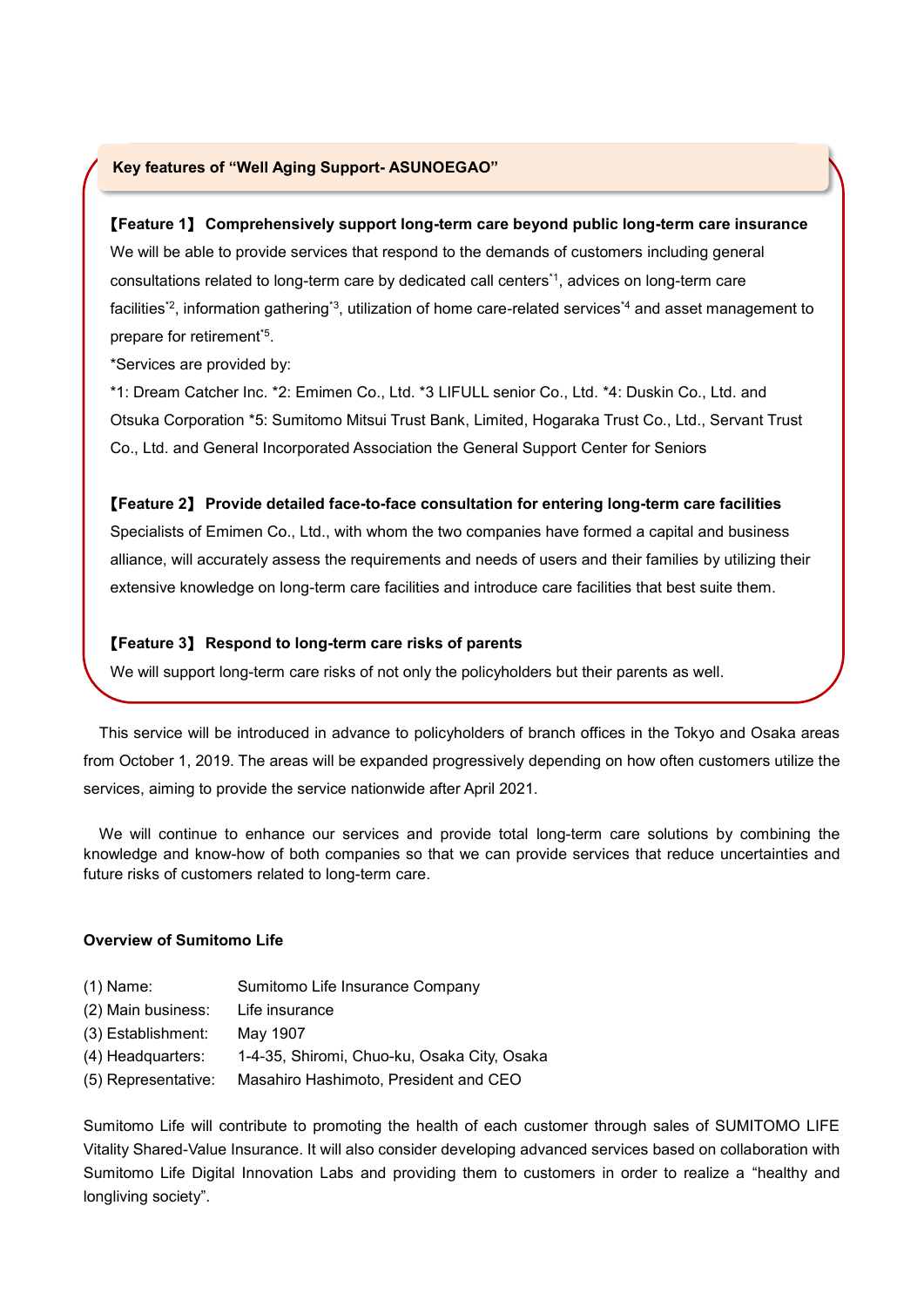**Key features of "Well Aging Support- ASUNOEGAO"**

**【Feature 1】 Comprehensively support long-term care beyond public long-term care insurance**

We will be able to provide services that respond to the demands of customers including general consultations related to long-term care by dedicated call centers[*1], advices on long-term care facilities[*2], information gathering[*3], utilization of home care-related services[*4] and asset management to prepare for retirement[*5].

*Services are provided by:

*1: Dream Catcher Inc. *2: Emimen Co., Ltd. *3 LIFULL senior Co., Ltd. *4: Duskin Co., Ltd. and Otsuka Corporation *5: Sumitomo Mitsui Trust Bank, Limited, Hogaraka Trust Co., Ltd., Servant Trust Co., Ltd. and General Incorporated Association the General Support Center for Seniors

**【Feature 2】 Provide detailed face-to-face consultation for entering long-term care facilities**

Specialists of Emimen Co., Ltd., with whom the two companies have formed a capital and business alliance, will accurately assess the requirements and needs of users and their families by utilizing their extensive knowledge on long-term care facilities and introduce care facilities that best suite them.

**【Feature 3】 Respond to long-term care risks of parents**

We will support long-term care risks of not only the policyholders but their parents as well.

This service will be introduced in advance to policyholders of branch offices in the Tokyo and Osaka areas from October 1, 2019. The areas will be expanded progressively depending on how often customers utilize the services, aiming to provide the service nationwide after April 2021.

We will continue to enhance our services and provide total long-term care solutions by combining the knowledge and know-how of both companies so that we can provide services that reduce uncertainties and future risks of customers related to long-term care.

**Overview of Sumitomo Life**

(1) Name: Sumitomo Life Insurance Company
(2) Main business: Life insurance
(3) Establishment: May 1907
(4) Headquarters: 1-4-35, Shiromi, Chuo-ku, Osaka City, Osaka
(5) Representative: Masahiro Hashimoto, President and CEO

Sumitomo Life will contribute to promoting the health of each customer through sales of SUMITOMO LIFE Vitality Shared-Value Insurance. It will also consider developing advanced services based on collaboration with Sumitomo Life Digital Innovation Labs and providing them to customers in order to realize a "healthy and longliving society".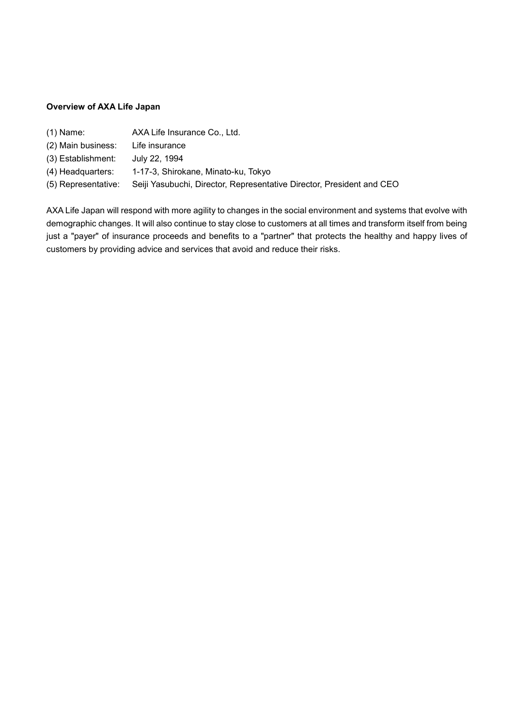**Overview of AXA Life Japan**

(1) Name: AXA Life Insurance Co., Ltd.
(2) Main business: Life insurance
(3) Establishment: July 22, 1994
(4) Headquarters: 1-17-3, Shirokane, Minato-ku, Tokyo
(5) Representative: Seiji Yasubuchi, Director, Representative Director, President and CEO

AXA Life Japan will respond with more agility to changes in the social environment and systems that evolve with demographic changes. It will also continue to stay close to customers at all times and transform itself from being just a "payer" of insurance proceeds and benefits to a "partner" that protects the healthy and happy lives of customers by providing advice and services that avoid and reduce their risks.